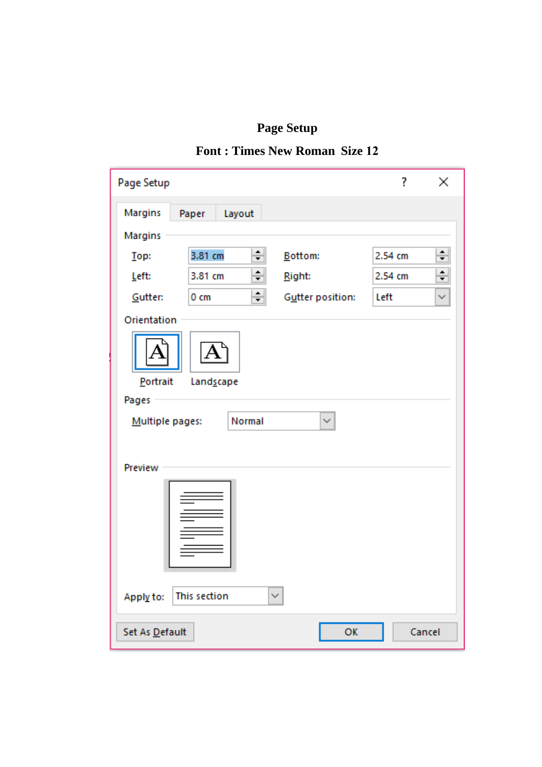**Page Setup**

**Font : Times New Roman  Size 12**

Page Setup

Margins | Paper | Layout

Margins

| | | | |
|---|---|---|---|
| Top: | 3.81 cm | Bottom: | 2.54 cm |
| Left: | 3.81 cm | Right: | 2.54 cm |
| Gutter: | 0 cm | Gutter position: | Left |

Orientation

Portrait | Landscape

Pages

Multiple pages: Normal

Preview

Apply to: This section

Set As Default | OK | Cancel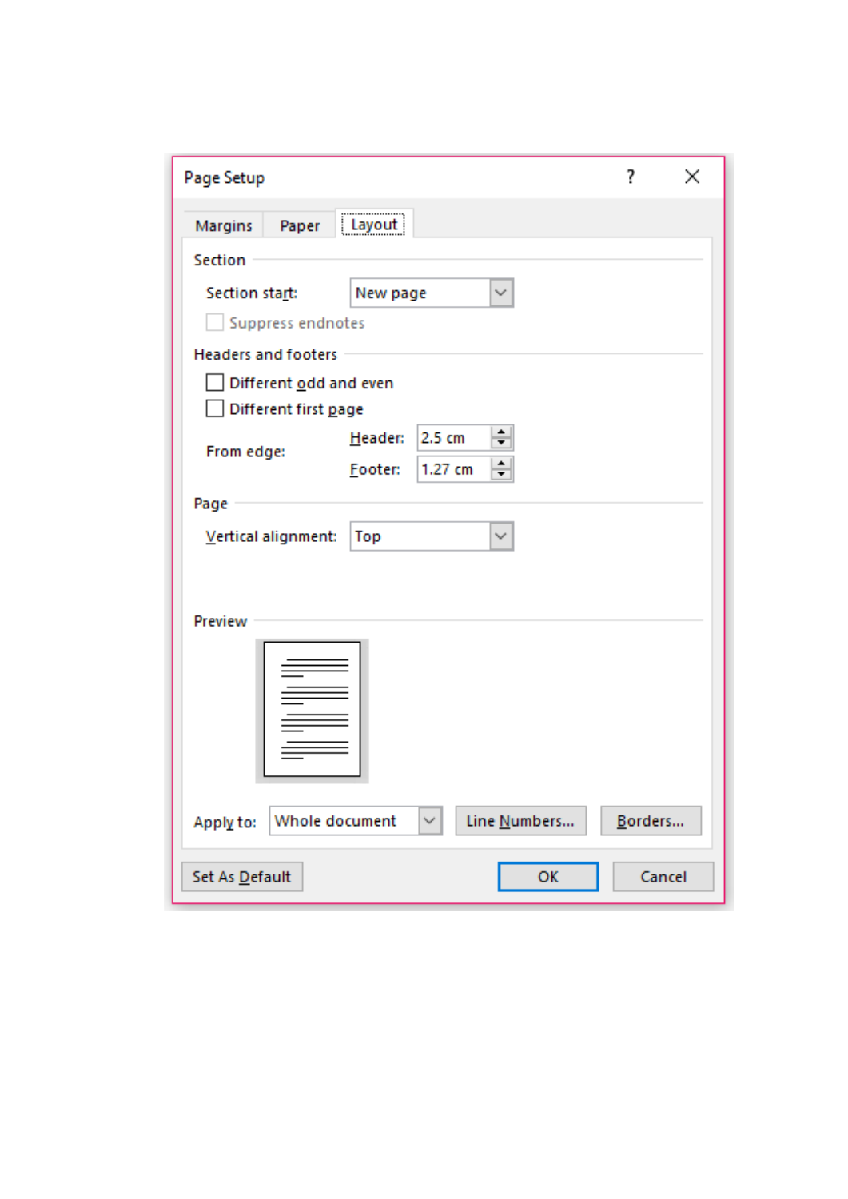Page Setup

Margins | Paper | Layout

**Section**

Section start: New page

☐ Suppress endnotes

**Headers and footers**

☐ Different odd and even

☐ Different first page

From edge: Header: 2.5 cm

Footer: 1.27 cm

**Page**

Vertical alignment: Top

**Preview**

Apply to: Whole document | Line Numbers... | Borders...

Set As Default | OK | Cancel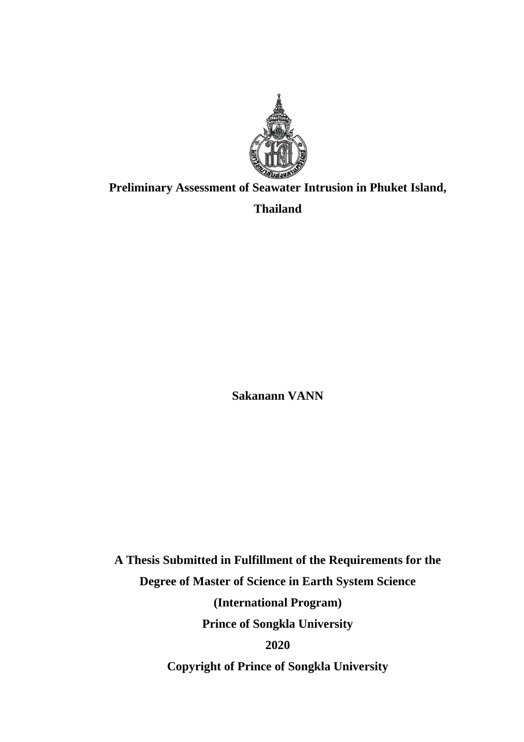**Preliminary Assessment of Seawater Intrusion in Phuket Island, Thailand**

**Sakanann VANN**

**A Thesis Submitted in Fulfillment of the Requirements for the Degree of Master of Science in Earth System Science (International Program)**

**Prince of Songkla University**

**2020**

**Copyright of Prince of Songkla University**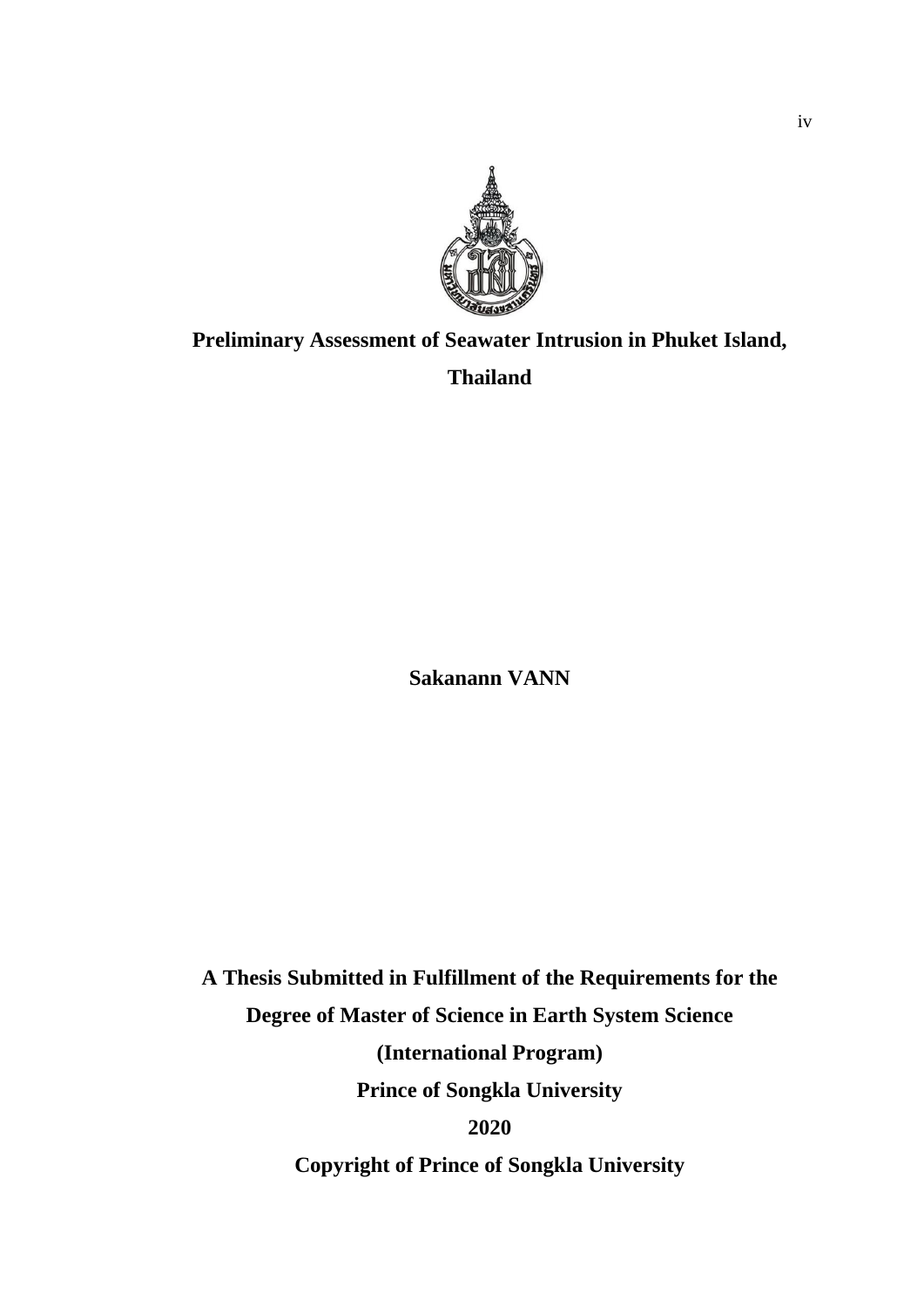**Preliminary Assessment of Seawater Intrusion in Phuket Island, Thailand**

**Sakanann VANN**

**A Thesis Submitted in Fulfillment of the Requirements for the Degree of Master of Science in Earth System Science (International Program)**

**Prince of Songkla University**

**2020**

**Copyright of Prince of Songkla University**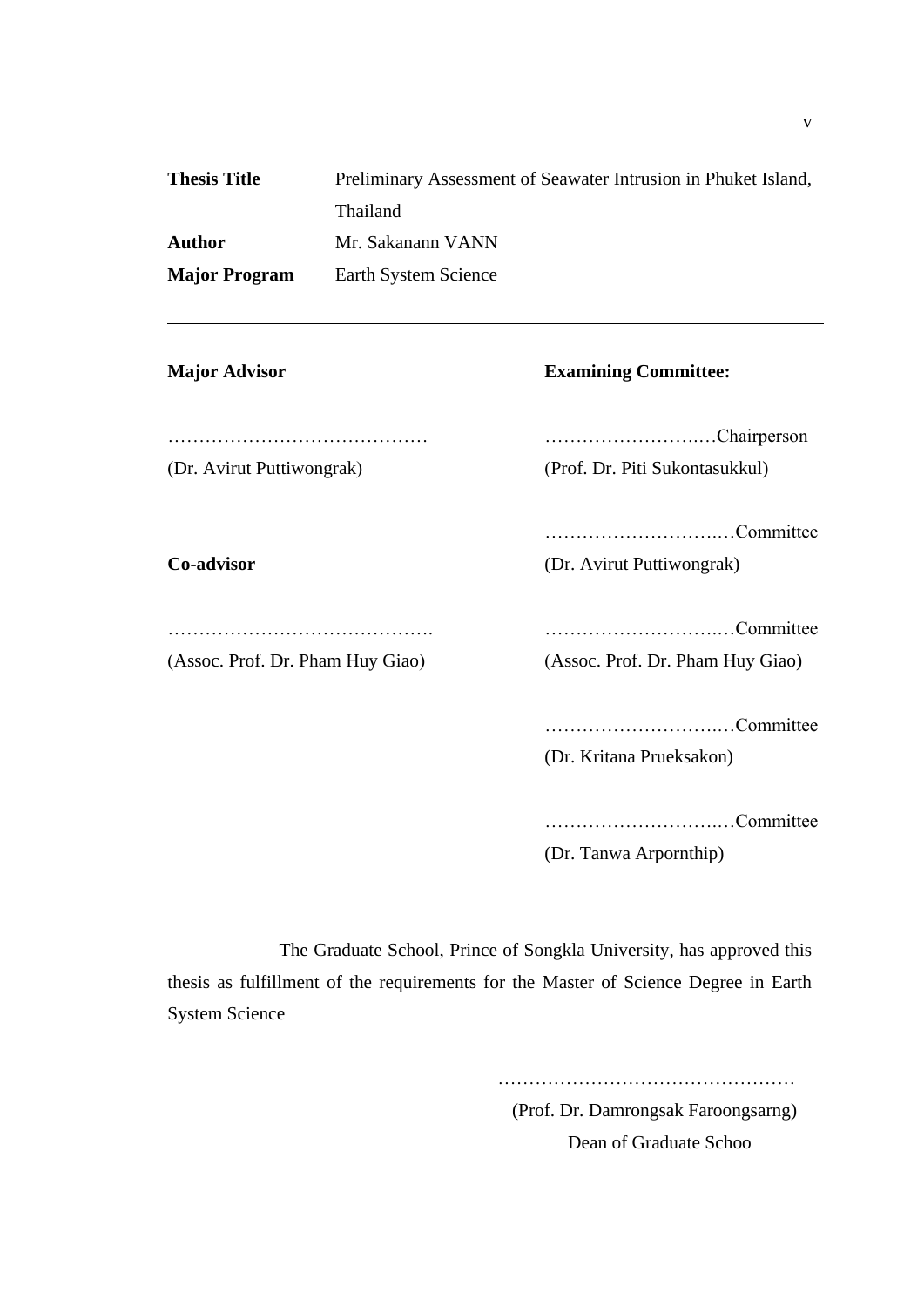**Thesis Title** Preliminary Assessment of Seawater Intrusion in Phuket Island, Thailand

**Author** Mr. Sakanann VANN

**Major Program** Earth System Science

---

**Major Advisor**

……………………………………

(Dr. Avirut Puttiwongrak)

**Co-advisor**

…………………………………….

(Assoc. Prof. Dr. Pham Huy Giao)

**Examining Committee:**

……………………..…Chairperson

(Prof. Dr. Piti Sukontasukkul)

………………………..…Committee

(Dr. Avirut Puttiwongrak)

………………………..…Committee

(Assoc. Prof. Dr. Pham Huy Giao)

………………………..…Committee

(Dr. Kritana Prueksakon)

………………………..…Committee

(Dr. Tanwa Arpornthip)

The Graduate School, Prince of Songkla University, has approved this thesis as fulfillment of the requirements for the Master of Science Degree in Earth System Science

…………………………………………

(Prof. Dr. Damrongsak Faroongsarng)

Dean of Graduate Schoo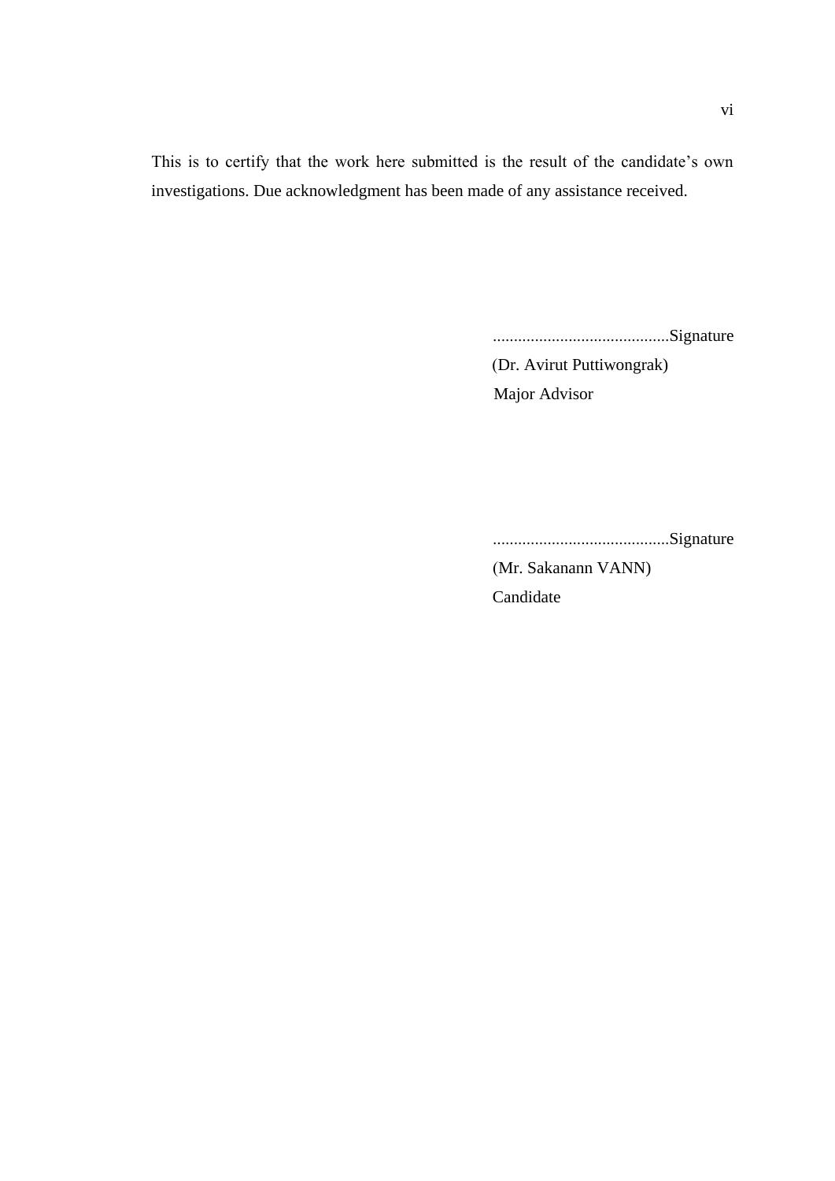This is to certify that the work here submitted is the result of the candidate's own investigations. Due acknowledgment has been made of any assistance received.

..........................................Signature

(Dr. Avirut Puttiwongrak)

Major Advisor

..........................................Signature

(Mr. Sakanann VANN)

Candidate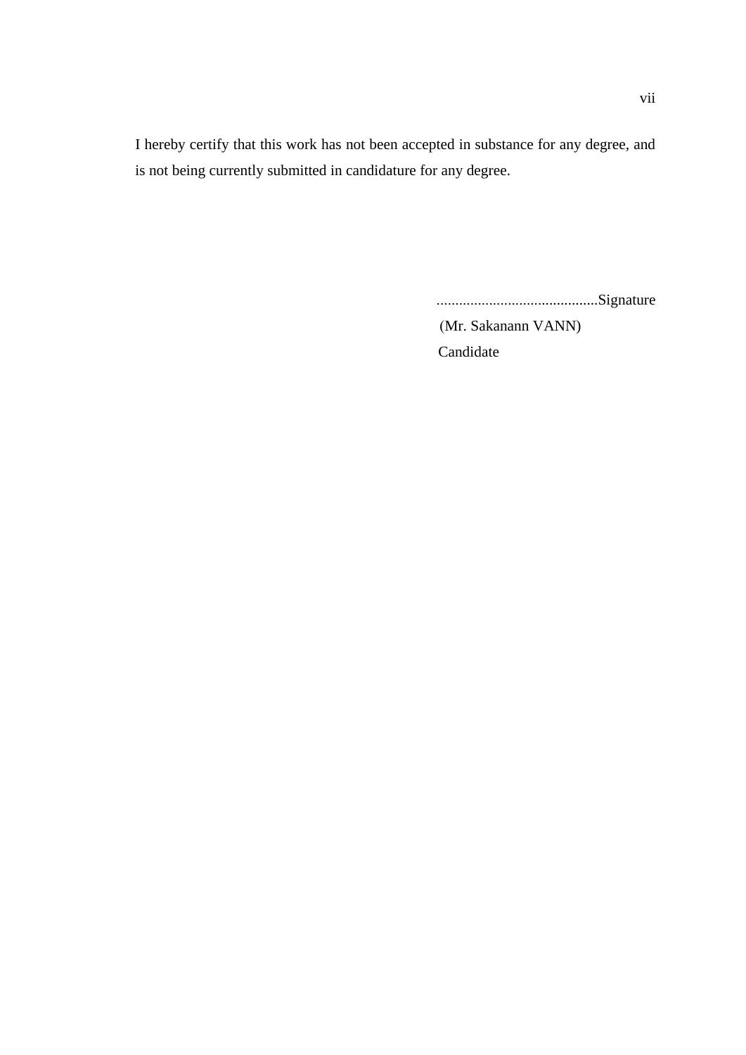I hereby certify that this work has not been accepted in substance for any degree, and is not being currently submitted in candidature for any degree.

..........................................Signature

(Mr. Sakanann VANN)

Candidate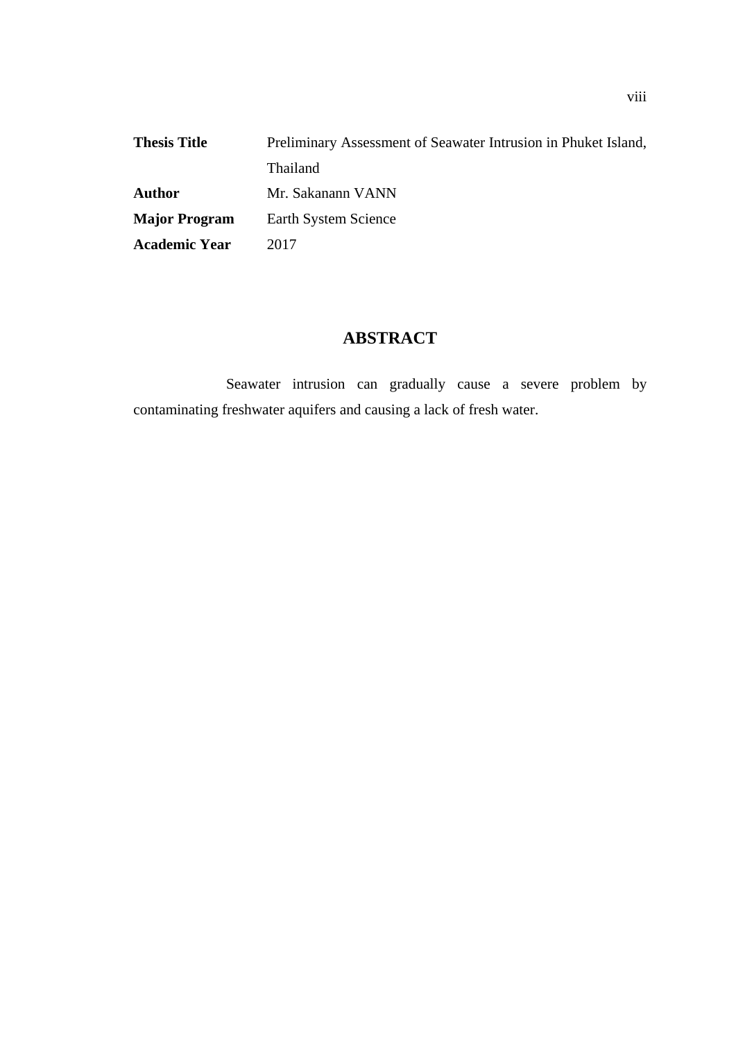| | |
|---|---|
| **Thesis Title** | Preliminary Assessment of Seawater Intrusion in Phuket Island, Thailand |
| **Author** | Mr. Sakanann VANN |
| **Major Program** | Earth System Science |
| **Academic Year** | 2017 |

## ABSTRACT

Seawater intrusion can gradually cause a severe problem by contaminating freshwater aquifers and causing a lack of fresh water.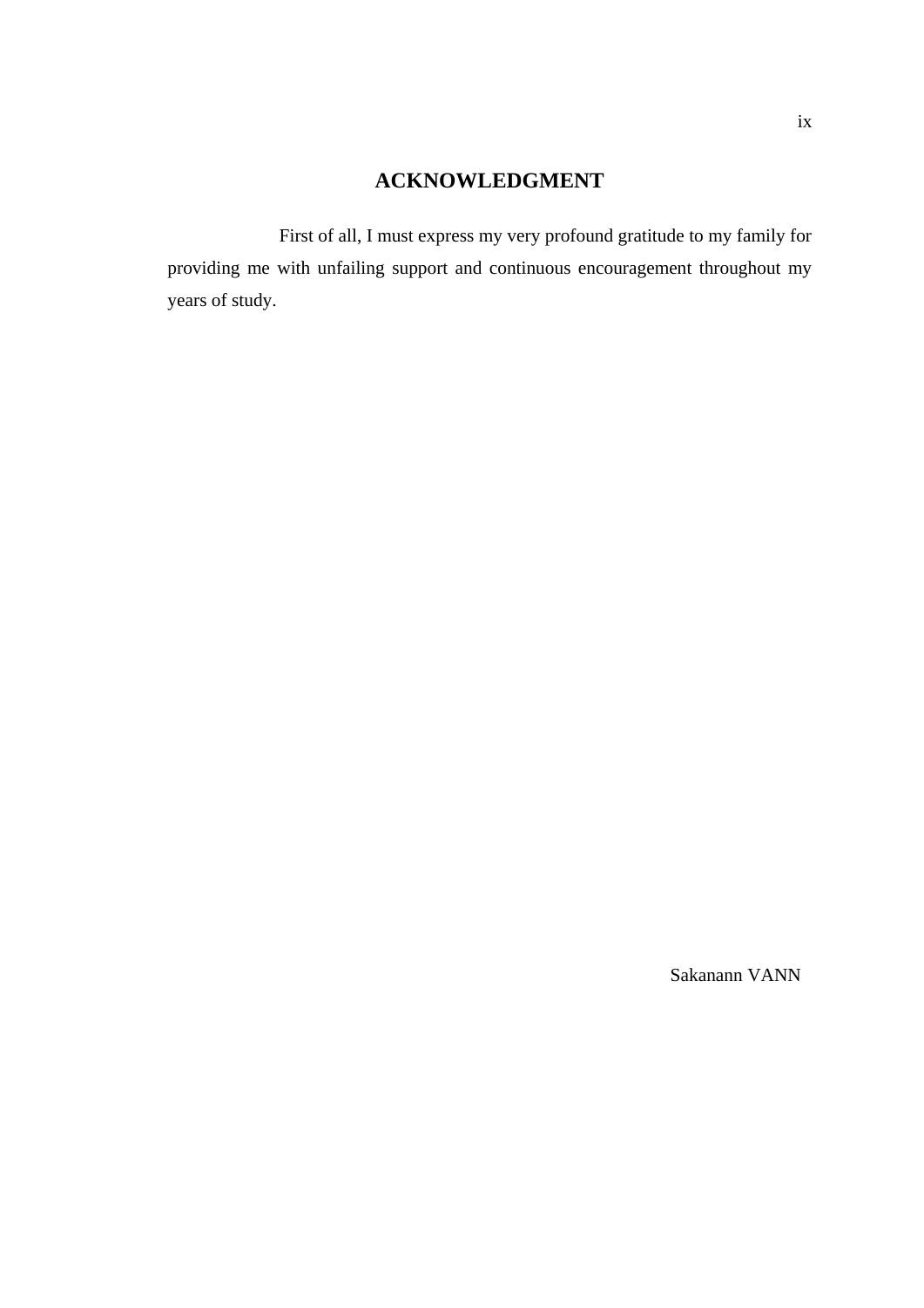# ACKNOWLEDGMENT

First of all, I must express my very profound gratitude to my family for providing me with unfailing support and continuous encouragement throughout my years of study.

Sakanann VANN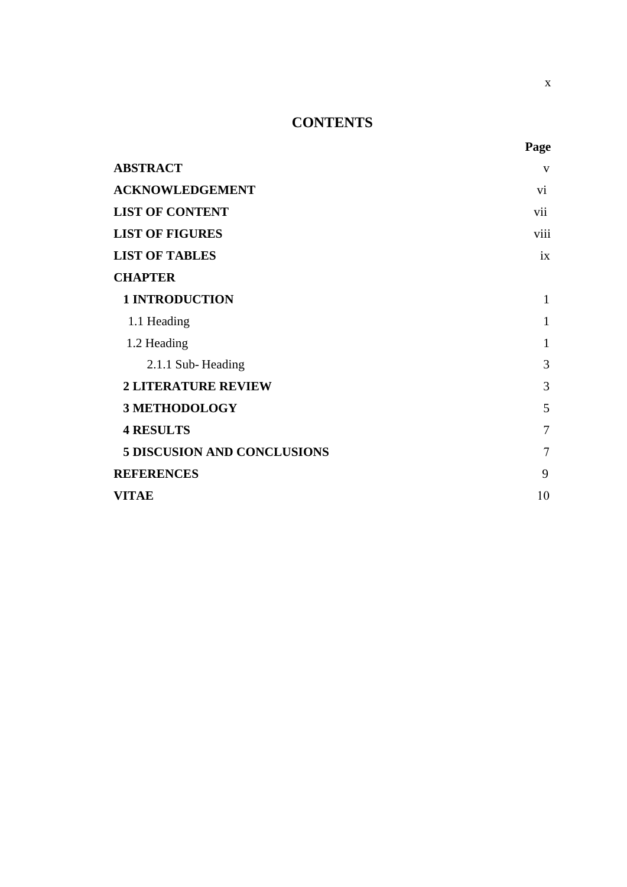# CONTENTS

| | Page |
|---|---|
| **ABSTRACT** | v |
| **ACKNOWLEDGEMENT** | vi |
| **LIST OF CONTENT** | vii |
| **LIST OF FIGURES** | viii |
| **LIST OF TABLES** | ix |
| **CHAPTER** | |
| **1 INTRODUCTION** | 1 |
| 1.1 Heading | 1 |
| 1.2 Heading | 1 |
| 2.1.1 Sub- Heading | 3 |
| **2 LITERATURE REVIEW** | 3 |
| **3 METHODOLOGY** | 5 |
| **4 RESULTS** | 7 |
| **5 DISCUSION AND CONCLUSIONS** | 7 |
| **REFERENCES** | 9 |
| **VITAE** | 10 |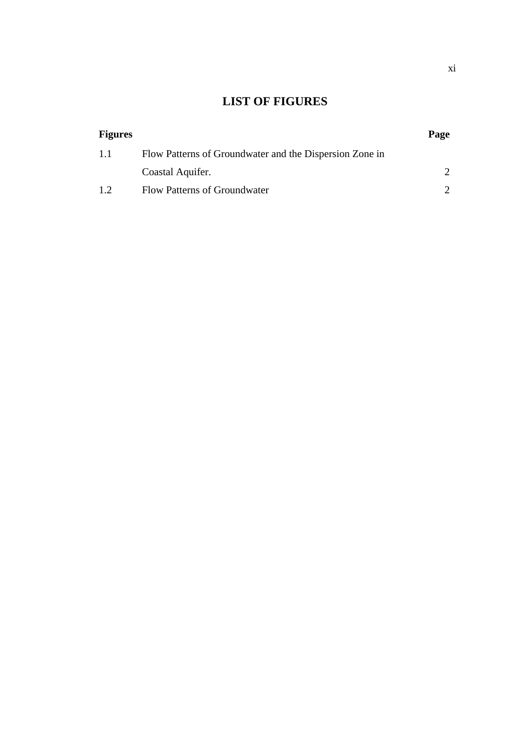# LIST OF FIGURES

| Figures | | Page |
|---|---|---|
| 1.1 | Flow Patterns of Groundwater and the Dispersion Zone in Coastal Aquifer. | 2 |
| 1.2 | Flow Patterns of Groundwater | 2 |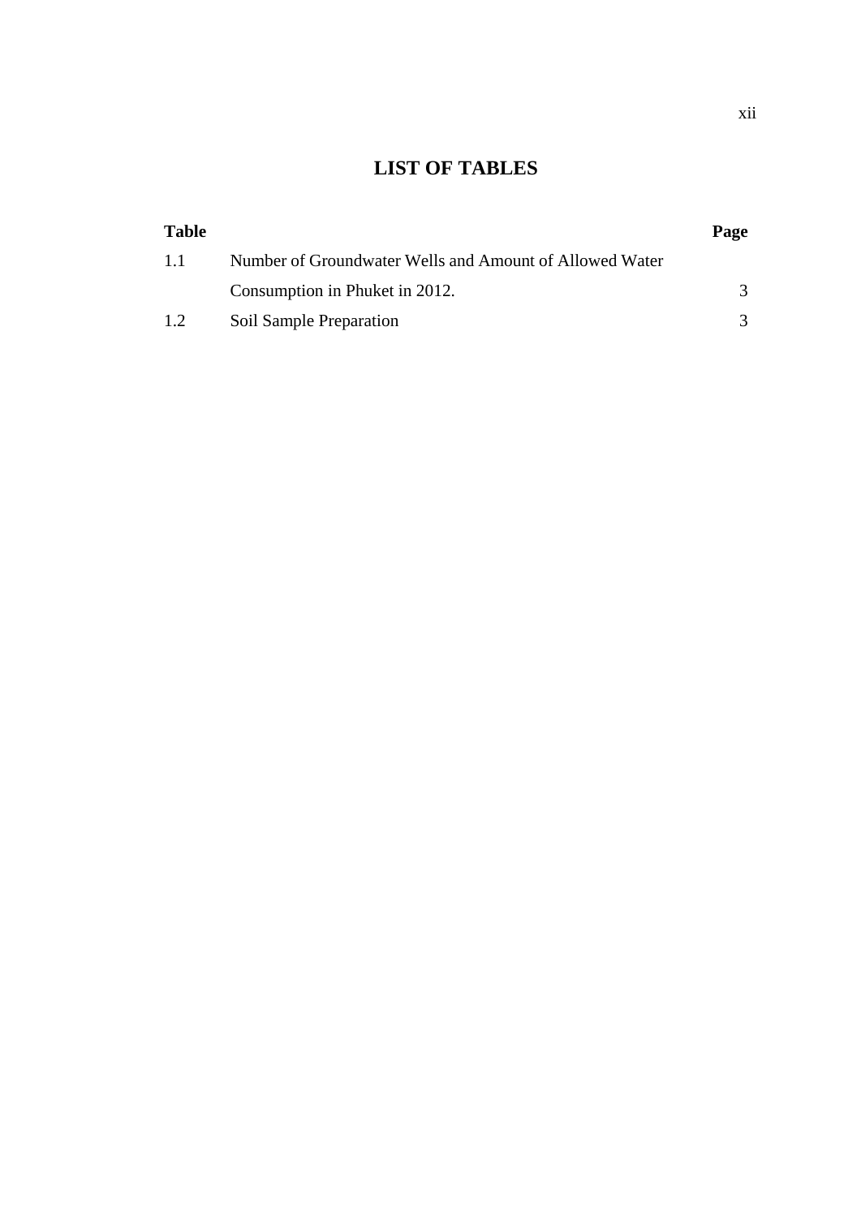# LIST OF TABLES

| Table | | Page |
|---|---|---|
| 1.1 | Number of Groundwater Wells and Amount of Allowed Water Consumption in Phuket in 2012. | 3 |
| 1.2 | Soil Sample Preparation | 3 |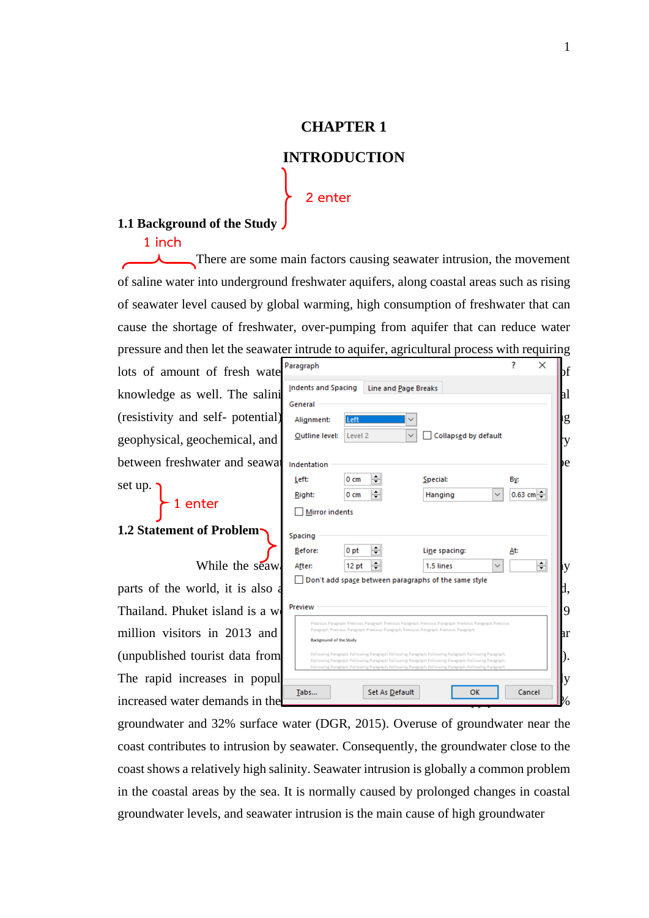# CHAPTER 1

# INTRODUCTION

2 enter

## 1.1 Background of the Study

1 inch

There are some main factors causing seawater intrusion, the movement of saline water into underground freshwater aquifers, along coastal areas such as rising of seawater level caused by global warming, high consumption of freshwater that can cause the shortage of freshwater, over-pumping from aquifer that can reduce water pressure and then let the seawater intrude to aquifer, agricultural process with requiring lots of amount of fresh wate... of knowledge as well. The salini... al (resistivity and self- potential)... g geophysical, geochemical, and ... y between freshwater and seawat... be set up.

1 enter

## 1.2 Statement of Problem

Paragraph

Indents and Spacing | Line and Page Breaks

General

Alignment: Left

Outline level: Level 2 | Collapsed by default

Indentation

Left: 0 cm | Special: Hanging | By: 0.63 cm

Right: 0 cm

Mirror indents

Spacing

Before: 0 pt | Line spacing: 1.5 lines | At:

After: 12 pt

Don't add space between paragraphs of the same style

Preview

Tabs... | Set As Default | OK | Cancel

While the seaw... y parts of the world, it is also a... d, Thailand. Phuket island is a w... 9 million visitors in 2013 and ... ar (unpublished tourist data from... ). The rapid increases in popul... y increased water demands in the... % groundwater and 32% surface water (DGR, 2015). Overuse of groundwater near the coast contributes to intrusion by seawater. Consequently, the groundwater close to the coast shows a relatively high salinity. Seawater intrusion is globally a common problem in the coastal areas by the sea. It is normally caused by prolonged changes in coastal groundwater levels, and seawater intrusion is the main cause of high groundwater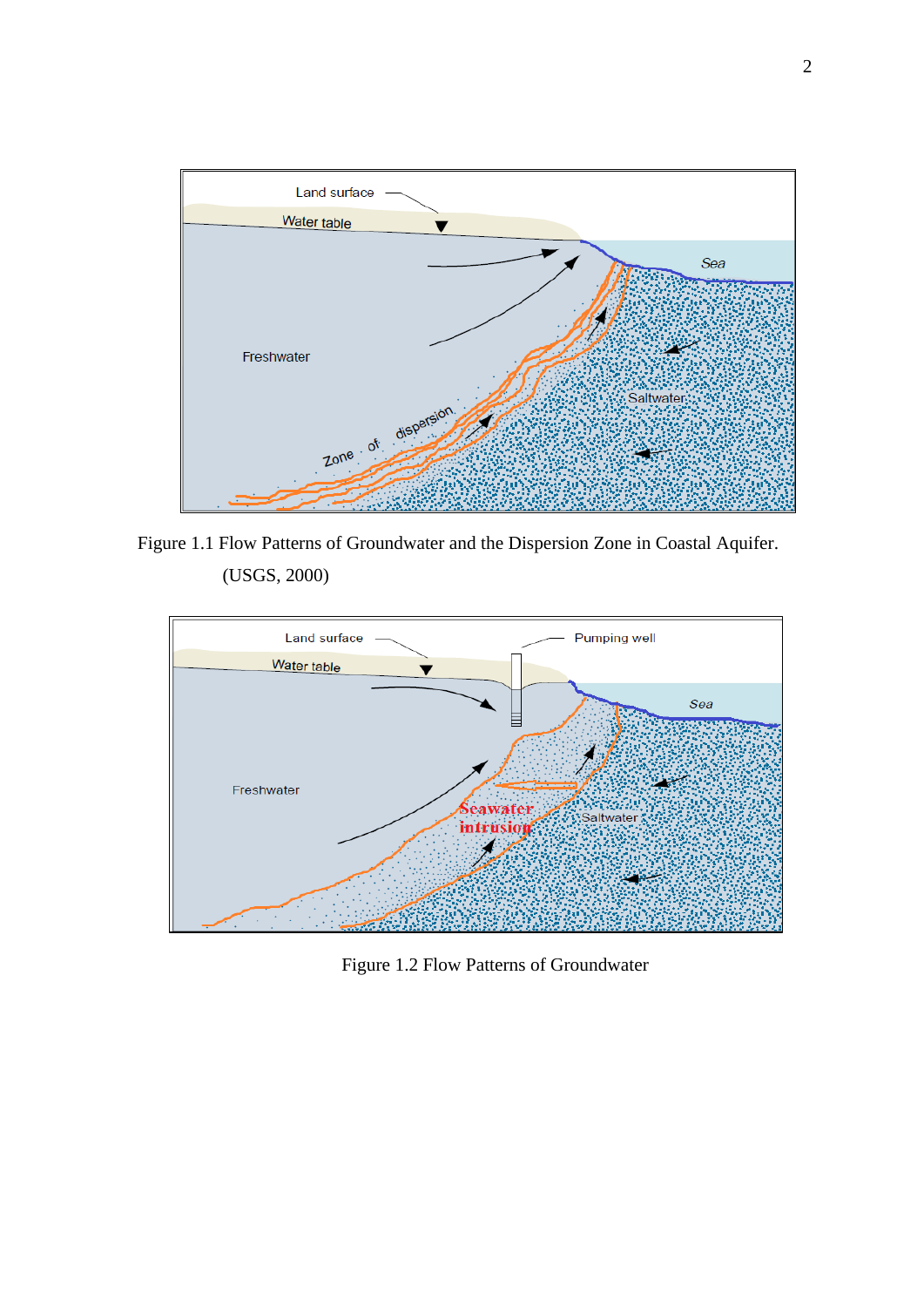Figure 1.1 Flow Patterns of Groundwater and the Dispersion Zone in Coastal Aquifer. (USGS, 2000)

Figure 1.2 Flow Patterns of Groundwater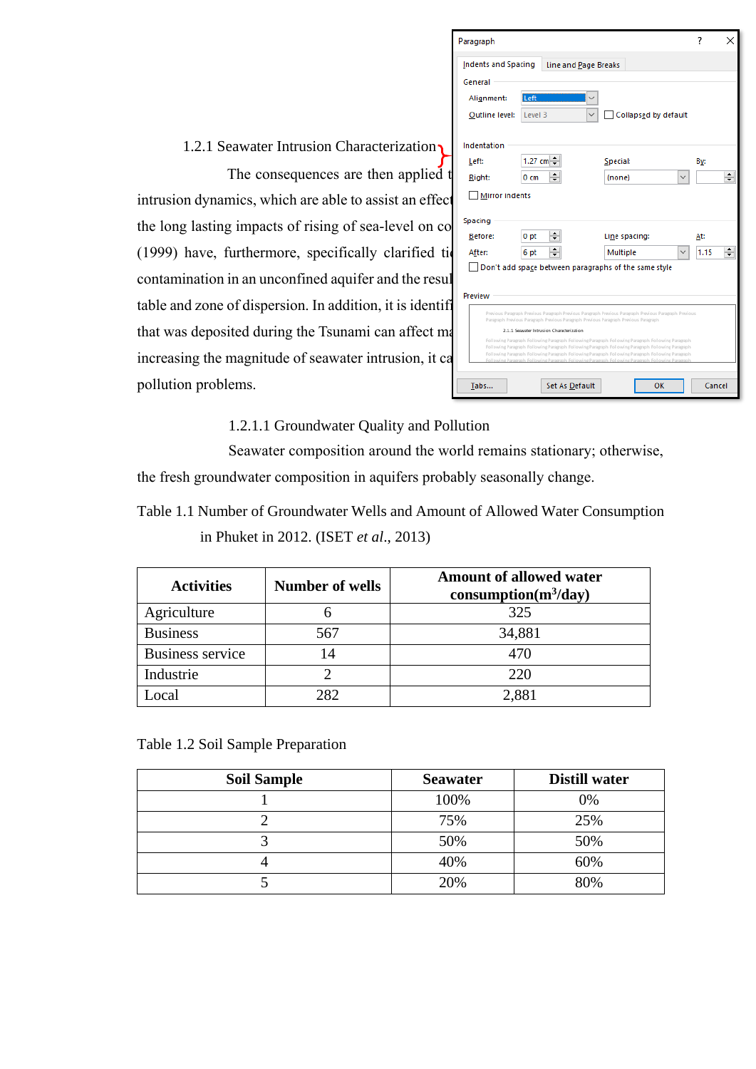### 1.2.1 Seawater Intrusion Characterization

The consequences are then applied t intrusion dynamics, which are able to assist an effect the long lasting impacts of rising of sea-level on co (1999) have, furthermore, specifically clarified ti contamination in an unconfined aquifer and the resul table and zone of dispersion. In addition, it is identifi that was deposited during the Tsunami can affect ma increasing the magnitude of seawater intrusion, it ca pollution problems.

#### 1.2.1.1 Groundwater Quality and Pollution

Seawater composition around the world remains stationary; otherwise, the fresh groundwater composition in aquifers probably seasonally change.

Table 1.1 Number of Groundwater Wells and Amount of Allowed Water Consumption in Phuket in 2012. (ISET *et al*., 2013)

| **Activities** | **Number of wells** | **Amount of allowed water consumption($m^3$/day)** |
|---|---|---|
| Agriculture | 6 | 325 |
| Business | 567 | 34,881 |
| Business service | 14 | 470 |
| Industrie | 2 | 220 |
| Local | 282 | 2,881 |

Table 1.2 Soil Sample Preparation

| **Soil Sample** | **Seawater** | **Distill water** |
|---|---|---|
| 1 | 100% | 0% |
| 2 | 75% | 25% |
| 3 | 50% | 50% |
| 4 | 40% | 60% |
| 5 | 20% | 80% |